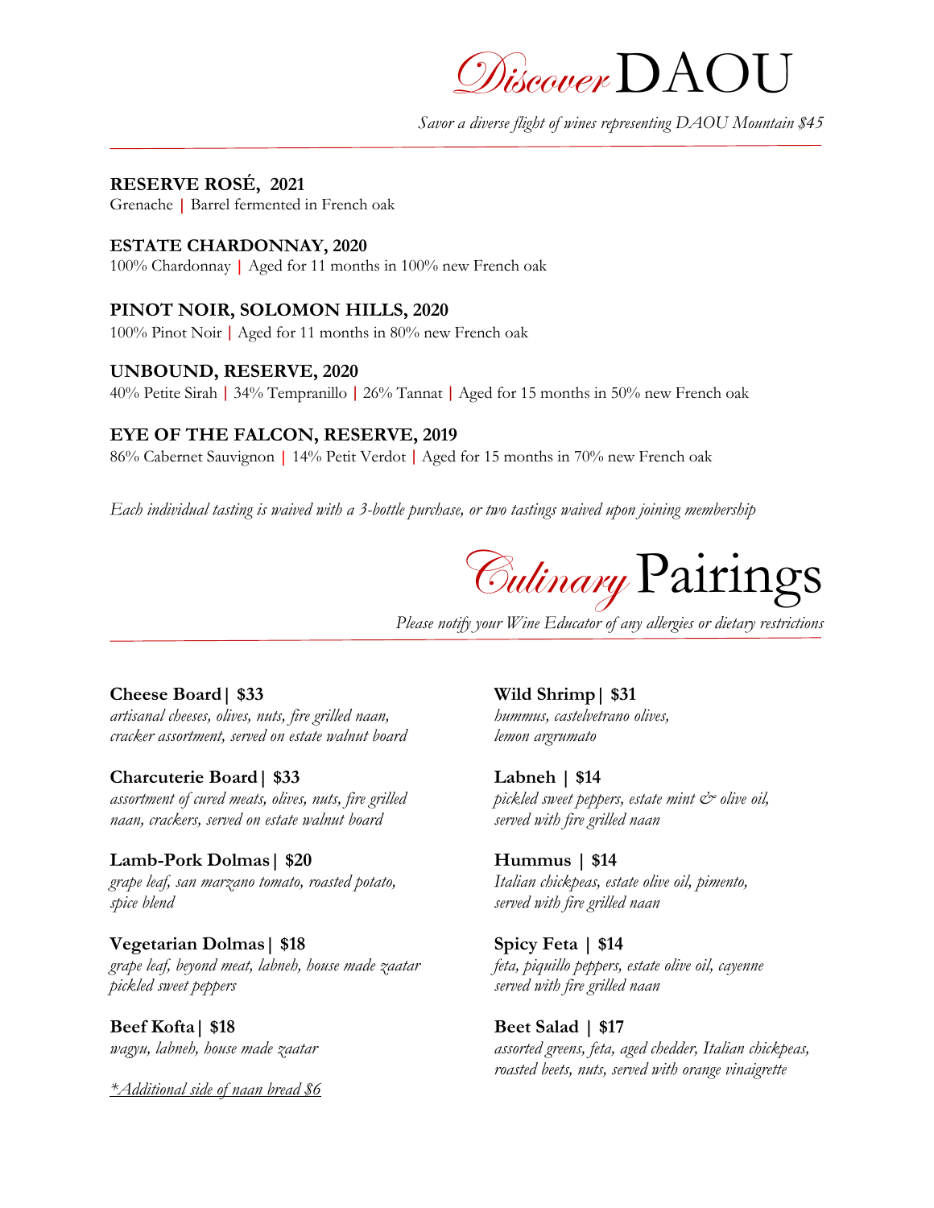# *Discover* DAOU

*Savor a diverse flight of wines representing DAOU Mountain $45*

**RESERVE ROSÉ, 2021**
Grenache | Barrel fermented in French oak

**ESTATE CHARDONNAY, 2020**
100% Chardonnay | Aged for 11 months in 100% new French oak

**PINOT NOIR, SOLOMON HILLS, 2020**
100% Pinot Noir | Aged for 11 months in 80% new French oak

**UNBOUND, RESERVE, 2020**
40% Petite Sirah | 34% Tempranillo | 26% Tannat | Aged for 15 months in 50% new French oak

**EYE OF THE FALCON, RESERVE, 2019**
86% Cabernet Sauvignon | 14% Petit Verdot | Aged for 15 months in 70% new French oak

*Each individual tasting is waived with a 3-bottle purchase, or two tastings waived upon joining membership*

# *Culinary* Pairings

*Please notify your Wine Educator of any allergies or dietary restrictions*

**Cheese Board | $33**
*artisanal cheeses, olives, nuts, fire grilled naan, cracker assortment, served on estate walnut board*

**Charcuterie Board | $33**
*assortment of cured meats, olives, nuts, fire grilled naan, crackers, served on estate walnut board*

**Lamb-Pork Dolmas | $20**
*grape leaf, san marzano tomato, roasted potato, spice blend*

**Vegetarian Dolmas | $18**
*grape leaf, beyond meat, labneh, house made zaatar pickled sweet peppers*

**Beef Kofta | $18**
*wagyu, labneh, house made zaatar*

*\*Additional side of naan bread $6*

**Wild Shrimp | $31**
*hummus, castelvetrano olives, lemon argrumato*

**Labneh | $14**
*pickled sweet peppers, estate mint & olive oil, served with fire grilled naan*

**Hummus | $14**
*Italian chickpeas, estate olive oil, pimento, served with fire grilled naan*

**Spicy Feta | $14**
*feta, piquillo peppers, estate olive oil, cayenne served with fire grilled naan*

**Beet Salad | $17**
*assorted greens, feta, aged chedder, Italian chickpeas, roasted beets, nuts, served with orange vinaigrette*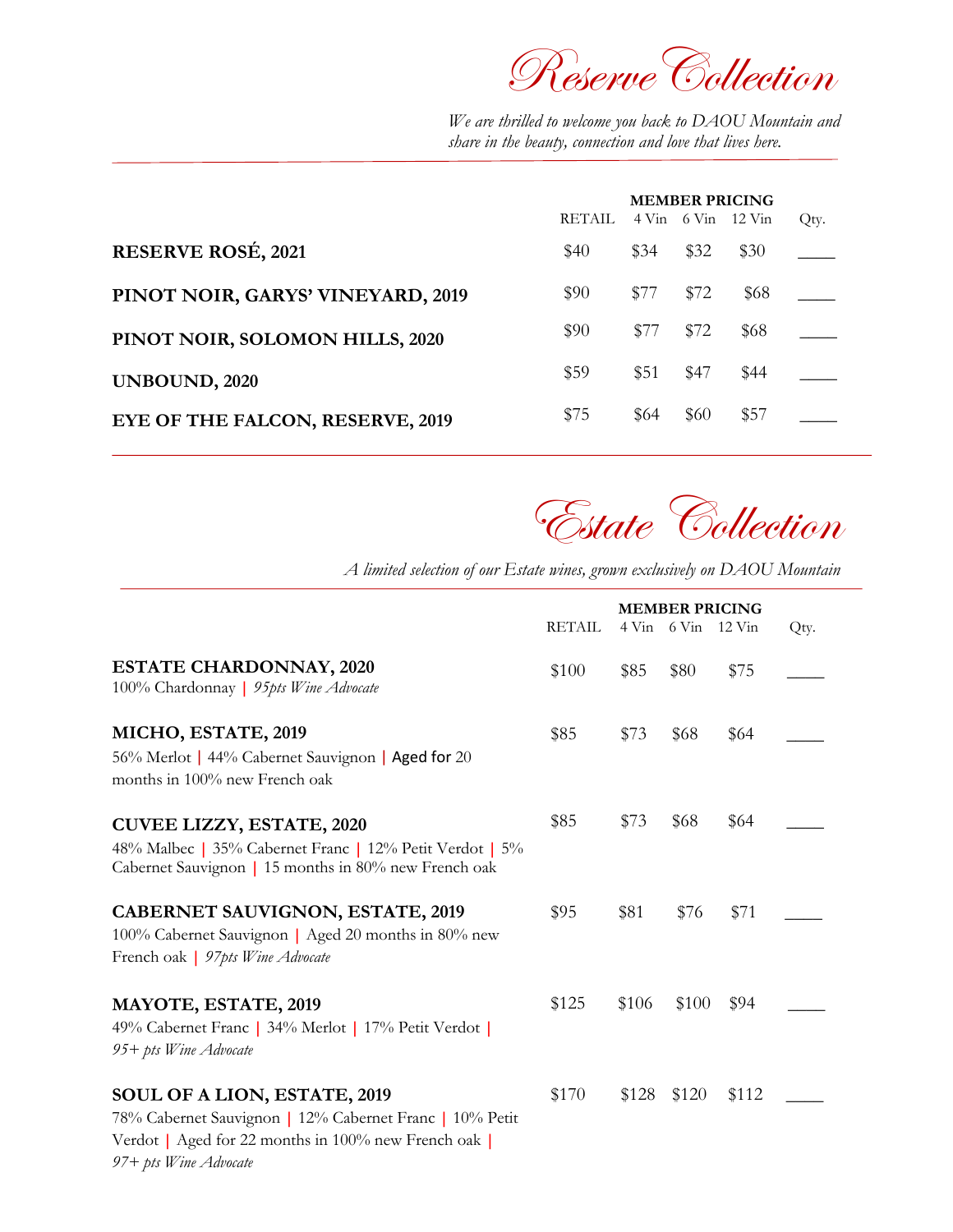# *Reserve Collection*

*We are thrilled to welcome you back to DAOU Mountain and share in the beauty, connection and love that lives here.*

| | RETAIL | MEMBER PRICING 4 Vin | 6 Vin | 12 Vin | Qty. |
|---|---|---|---|---|---|
| **RESERVE ROSÉ, 2021** | $40 | $34 | $32 | $30 | ____ |
| **PINOT NOIR, GARYS' VINEYARD, 2019** | $90 | $77 | $72 | $68 | ____ |
| **PINOT NOIR, SOLOMON HILLS, 2020** | $90 | $77 | $72 | $68 | ____ |
| **UNBOUND, 2020** | $59 | $51 | $47 | $44 | ____ |
| **EYE OF THE FALCON, RESERVE, 2019** | $75 | $64 | $60 | $57 | ____ |

# *Estate Collection*

*A limited selection of our Estate wines, grown exclusively on DAOU Mountain*

| | RETAIL | MEMBER PRICING 4 Vin | 6 Vin | 12 Vin | Qty. |
|---|---|---|---|---|---|
| **ESTATE CHARDONNAY, 2020**<br>100% Chardonnay \| *95pts Wine Advocate* | $100 | $85 | $80 | $75 | ____ |
| **MICHO, ESTATE, 2019**<br>56% Merlot \| 44% Cabernet Sauvignon \| Aged for 20 months in 100% new French oak | $85 | $73 | $68 | $64 | ____ |
| **CUVEE LIZZY, ESTATE, 2020**<br>48% Malbec \| 35% Cabernet Franc \| 12% Petit Verdot \| 5% Cabernet Sauvignon \| 15 months in 80% new French oak | $85 | $73 | $68 | $64 | ____ |
| **CABERNET SAUVIGNON, ESTATE, 2019**<br>100% Cabernet Sauvignon \| Aged 20 months in 80% new French oak \| *97pts Wine Advocate* | $95 | $81 | $76 | $71 | ____ |
| **MAYOTE, ESTATE, 2019**<br>49% Cabernet Franc \| 34% Merlot \| 17% Petit Verdot \| *95+ pts Wine Advocate* | $125 | $106 | $100 | $94 | ____ |
| **SOUL OF A LION, ESTATE, 2019**<br>78% Cabernet Sauvignon \| 12% Cabernet Franc \| 10% Petit Verdot \| Aged for 22 months in 100% new French oak \| *97+ pts Wine Advocate* | $170 | $128 | $120 | $112 | ____ |